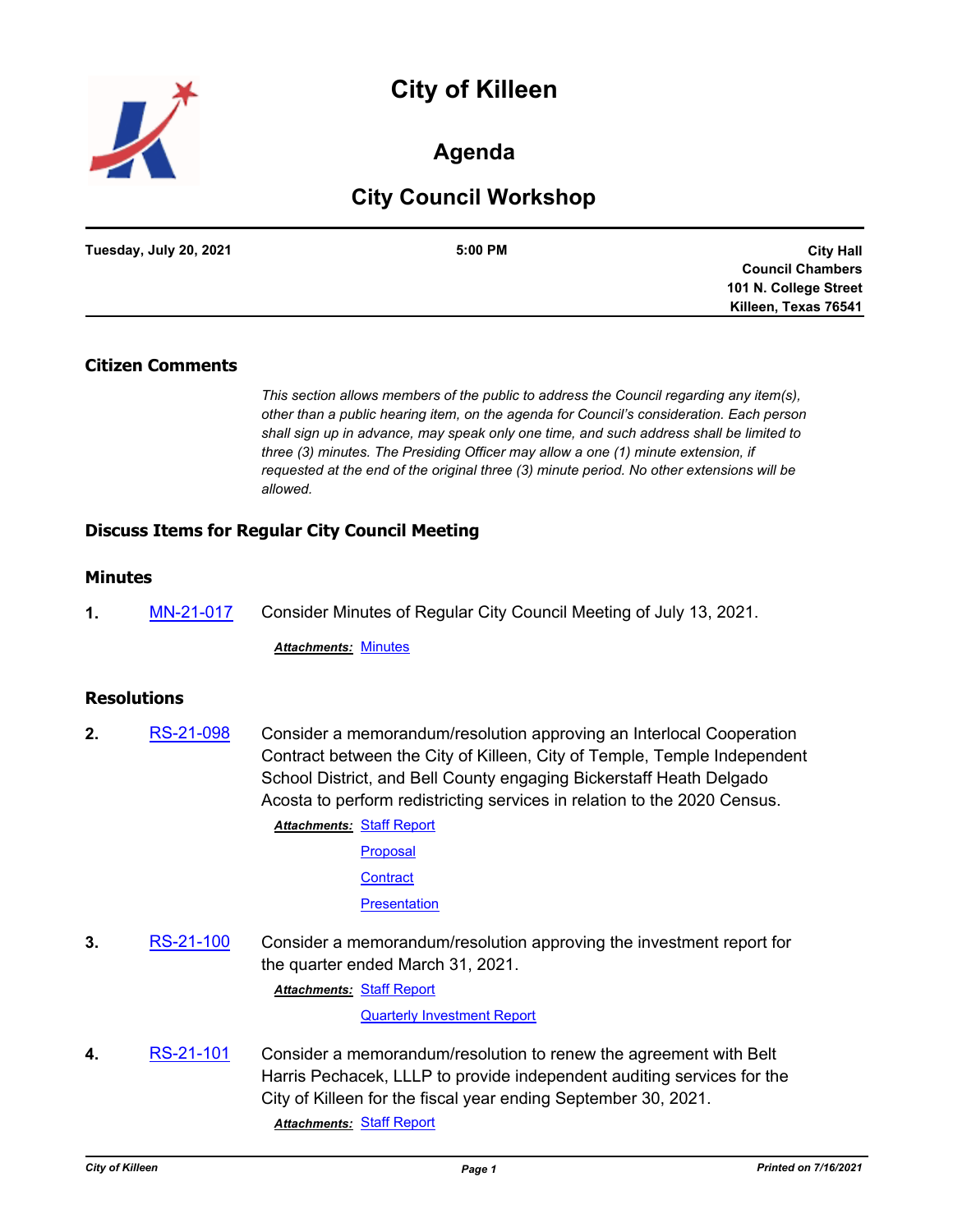# City of Killeen

## Agenda

## City Council Workshop

| Tuesday, July 20, 2021 | 5:00 PM | City Hall Council Chambers 101 N. College Street Killeen, Texas 76541 |
|---|---|---|

### Citizen Comments

*This section allows members of the public to address the Council regarding any item(s), other than a public hearing item, on the agenda for Council's consideration. Each person shall sign up in advance, may speak only one time, and such address shall be limited to three (3) minutes. The Presiding Officer may allow a one (1) minute extension, if requested at the end of the original three (3) minute period. No other extensions will be allowed.*

### Discuss Items for Regular City Council Meeting

### Minutes

**1.** MN-21-017 Consider Minutes of Regular City Council Meeting of July 13, 2021.

***Attachments:*** Minutes

### Resolutions

**2.** RS-21-098 Consider a memorandum/resolution approving an Interlocal Cooperation Contract between the City of Killeen, City of Temple, Temple Independent School District, and Bell County engaging Bickerstaff Heath Delgado Acosta to perform redistricting services in relation to the 2020 Census.

***Attachments:*** Staff Report
Proposal
Contract
Presentation

**3.** RS-21-100 Consider a memorandum/resolution approving the investment report for the quarter ended March 31, 2021.

***Attachments:*** Staff Report
Quarterly Investment Report

**4.** RS-21-101 Consider a memorandum/resolution to renew the agreement with Belt Harris Pechacek, LLLP to provide independent auditing services for the City of Killeen for the fiscal year ending September 30, 2021.

***Attachments:*** Staff Report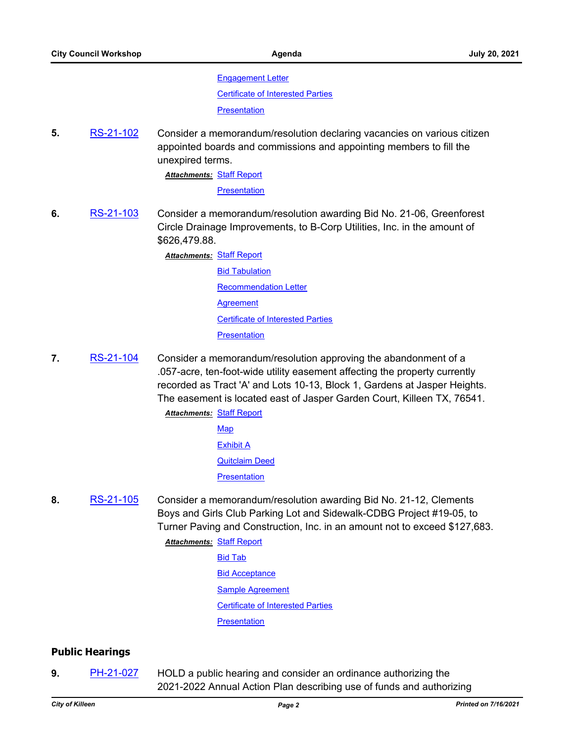Engagement Letter

Certificate of Interested Parties

Presentation

**5.** RS-21-102 Consider a memorandum/resolution declaring vacancies on various citizen appointed boards and commissions and appointing members to fill the unexpired terms.

***Attachments:*** Staff Report

Presentation

**6.** RS-21-103 Consider a memorandum/resolution awarding Bid No. 21-06, Greenforest Circle Drainage Improvements, to B-Corp Utilities, Inc. in the amount of $626,479.88.

***Attachments:*** Staff Report

Bid Tabulation

Recommendation Letter

Agreement

Certificate of Interested Parties

Presentation

**7.** RS-21-104 Consider a memorandum/resolution approving the abandonment of a .057-acre, ten-foot-wide utility easement affecting the property currently recorded as Tract 'A' and Lots 10-13, Block 1, Gardens at Jasper Heights. The easement is located east of Jasper Garden Court, Killeen TX, 76541.

***Attachments:*** Staff Report

Map

Exhibit A

Quitclaim Deed

Presentation

**8.** RS-21-105 Consider a memorandum/resolution awarding Bid No. 21-12, Clements Boys and Girls Club Parking Lot and Sidewalk-CDBG Project #19-05, to Turner Paving and Construction, Inc. in an amount not to exceed $127,683.

***Attachments:*** Staff Report

Bid Tab

Bid Acceptance

Sample Agreement

Certificate of Interested Parties

Presentation

## Public Hearings

**9.** PH-21-027 HOLD a public hearing and consider an ordinance authorizing the 2021-2022 Annual Action Plan describing use of funds and authorizing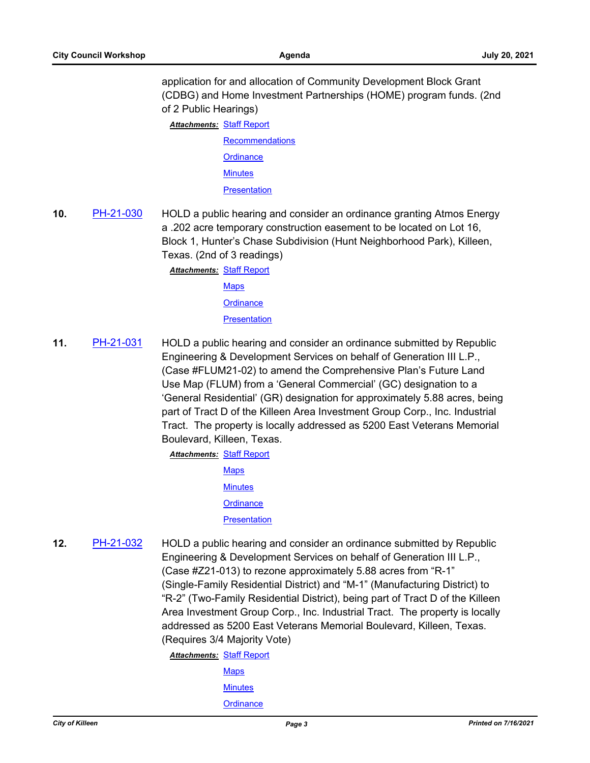application for and allocation of Community Development Block Grant (CDBG) and Home Investment Partnerships (HOME) program funds. (2nd of 2 Public Hearings)

***Attachments:*** Staff Report
Recommendations
Ordinance
Minutes
Presentation

**10.** PH-21-030 HOLD a public hearing and consider an ordinance granting Atmos Energy a .202 acre temporary construction easement to be located on Lot 16, Block 1, Hunter's Chase Subdivision (Hunt Neighborhood Park), Killeen, Texas. (2nd of 3 readings)

***Attachments:*** Staff Report
Maps
Ordinance
Presentation

**11.** PH-21-031 HOLD a public hearing and consider an ordinance submitted by Republic Engineering & Development Services on behalf of Generation III L.P., (Case #FLUM21-02) to amend the Comprehensive Plan's Future Land Use Map (FLUM) from a 'General Commercial' (GC) designation to a 'General Residential' (GR) designation for approximately 5.88 acres, being part of Tract D of the Killeen Area Investment Group Corp., Inc. Industrial Tract. The property is locally addressed as 5200 East Veterans Memorial Boulevard, Killeen, Texas.

***Attachments:*** Staff Report
Maps
Minutes
Ordinance
Presentation

**12.** PH-21-032 HOLD a public hearing and consider an ordinance submitted by Republic Engineering & Development Services on behalf of Generation III L.P., (Case #Z21-013) to rezone approximately 5.88 acres from "R-1" (Single-Family Residential District) and "M-1" (Manufacturing District) to "R-2" (Two-Family Residential District), being part of Tract D of the Killeen Area Investment Group Corp., Inc. Industrial Tract. The property is locally addressed as 5200 East Veterans Memorial Boulevard, Killeen, Texas. (Requires 3/4 Majority Vote)

***Attachments:*** Staff Report
Maps
Minutes
Ordinance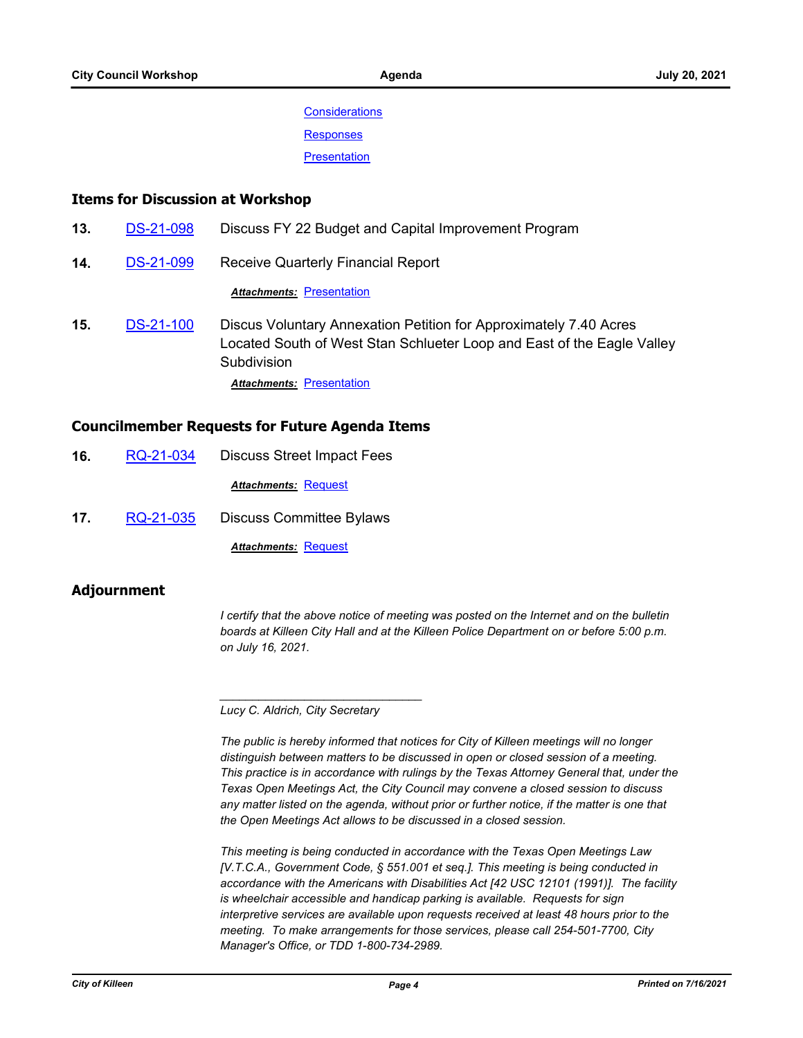Considerations

Responses

Presentation

## Items for Discussion at Workshop

**13.** DS-21-098 Discuss FY 22 Budget and Capital Improvement Program

**14.** DS-21-099 Receive Quarterly Financial Report

***Attachments:*** Presentation

**15.** DS-21-100 Discus Voluntary Annexation Petition for Approximately 7.40 Acres Located South of West Stan Schlueter Loop and East of the Eagle Valley Subdivision

***Attachments:*** Presentation

## Councilmember Requests for Future Agenda Items

**16.** RQ-21-034 Discuss Street Impact Fees

***Attachments:*** Request

**17.** RQ-21-035 Discuss Committee Bylaws

***Attachments:*** Request

## Adjournment

*I certify that the above notice of meeting was posted on the Internet and on the bulletin boards at Killeen City Hall and at the Killeen Police Department on or before 5:00 p.m. on July 16, 2021.*

_______________________________

*Lucy C. Aldrich, City Secretary*

*The public is hereby informed that notices for City of Killeen meetings will no longer distinguish between matters to be discussed in open or closed session of a meeting. This practice is in accordance with rulings by the Texas Attorney General that, under the Texas Open Meetings Act, the City Council may convene a closed session to discuss any matter listed on the agenda, without prior or further notice, if the matter is one that the Open Meetings Act allows to be discussed in a closed session.*

*This meeting is being conducted in accordance with the Texas Open Meetings Law [V.T.C.A., Government Code, § 551.001 et seq.]. This meeting is being conducted in accordance with the Americans with Disabilities Act [42 USC 12101 (1991)]. The facility is wheelchair accessible and handicap parking is available. Requests for sign interpretive services are available upon requests received at least 48 hours prior to the meeting. To make arrangements for those services, please call 254-501-7700, City Manager's Office, or TDD 1-800-734-2989.*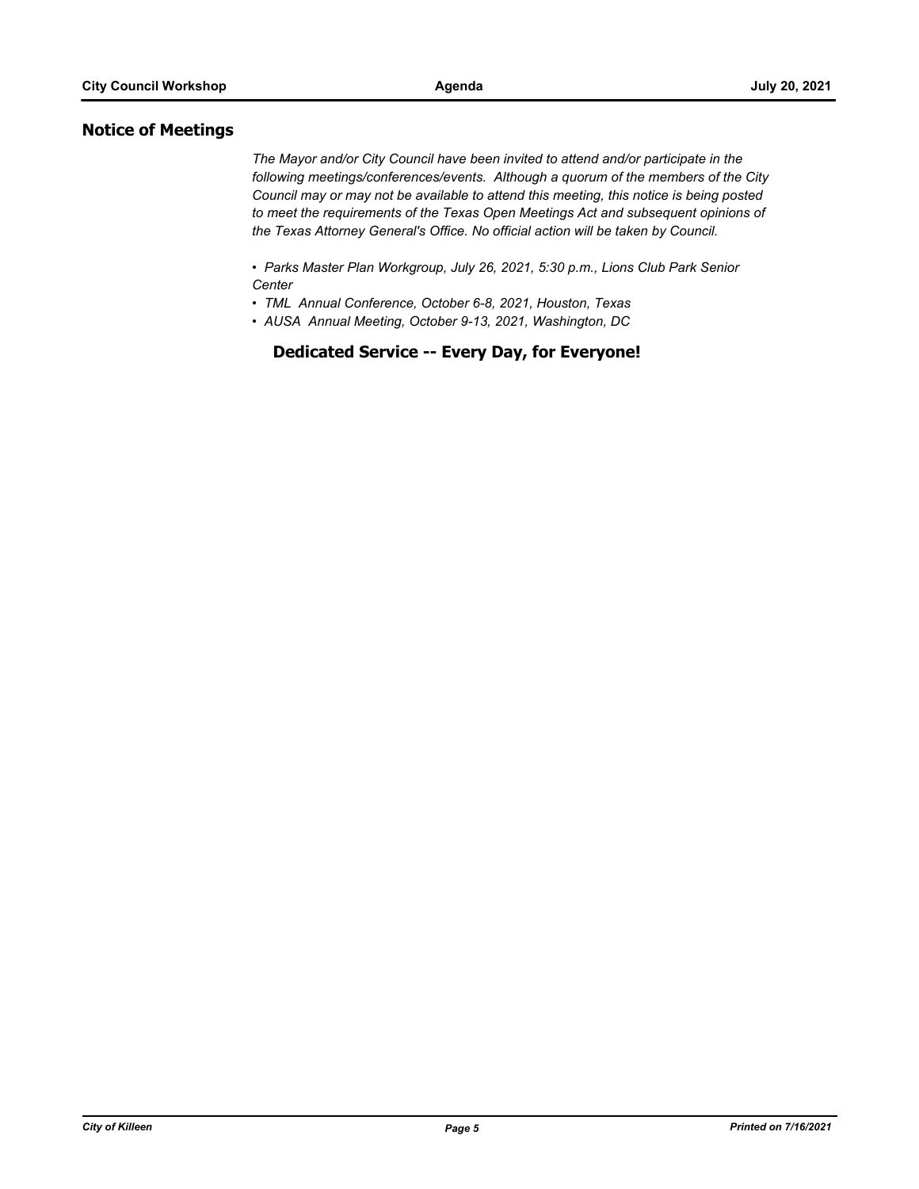## Notice of Meetings

*The Mayor and/or City Council have been invited to attend and/or participate in the following meetings/conferences/events. Although a quorum of the members of the City Council may or may not be available to attend this meeting, this notice is being posted to meet the requirements of the Texas Open Meetings Act and subsequent opinions of the Texas Attorney General's Office. No official action will be taken by Council.*

- *Parks Master Plan Workgroup, July 26, 2021, 5:30 p.m., Lions Club Park Senior Center*
- *TML Annual Conference, October 6-8, 2021, Houston, Texas*
- *AUSA Annual Meeting, October 9-13, 2021, Washington, DC*

**Dedicated Service -- Every Day, for Everyone!**